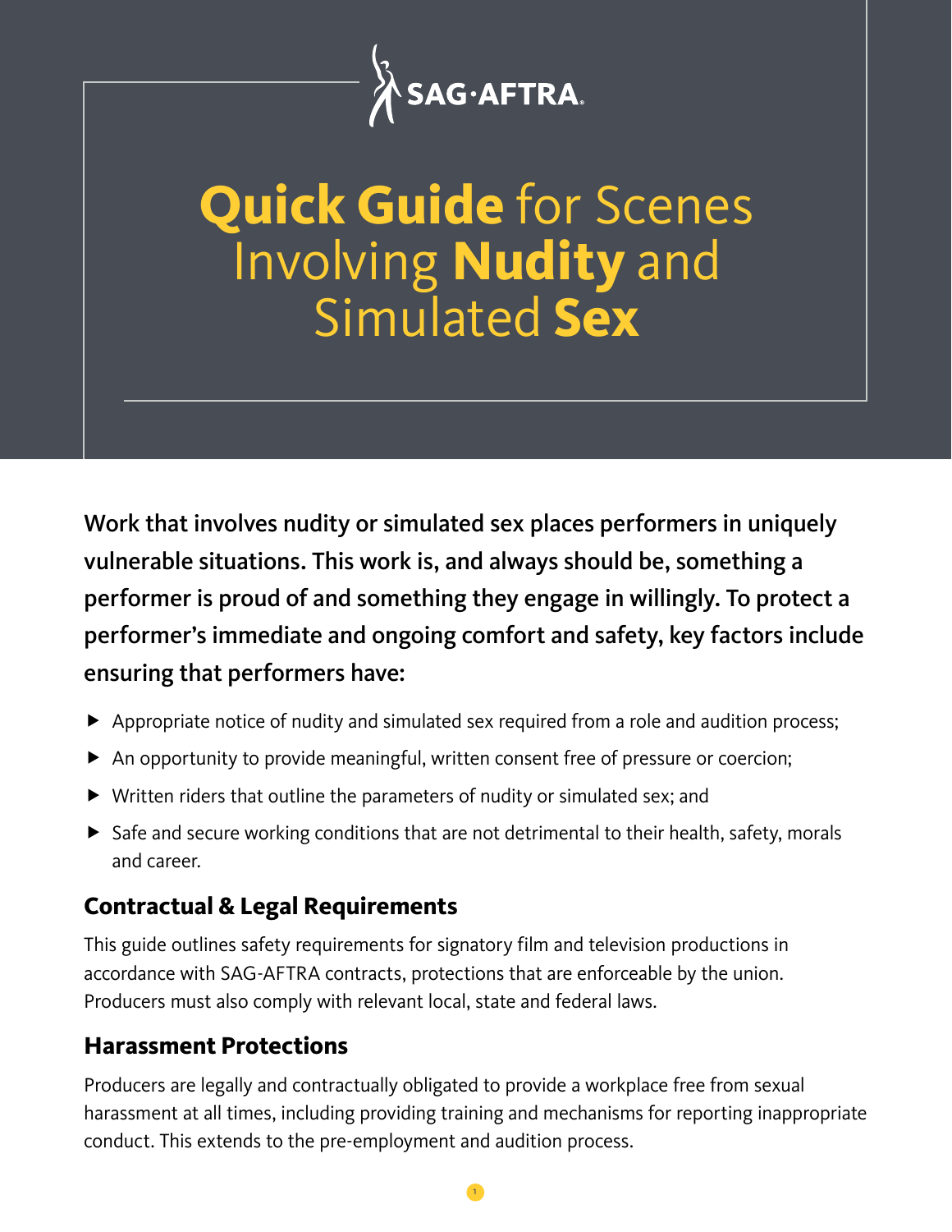SAG·AFTRA

# Quick Guide for Scenes Involving Nudity and Simulated Sex

**Work that involves nudity or simulated sex places performers in uniquely vulnerable situations. This work is, and always should be, something a performer is proud of and something they engage in willingly. To protect a performer's immediate and ongoing comfort and safety, key factors include ensuring that performers have:**

- Appropriate notice of nudity and simulated sex required from a role and audition process;
- An opportunity to provide meaningful, written consent free of pressure or coercion;
- Written riders that outline the parameters of nudity or simulated sex; and
- Safe and secure working conditions that are not detrimental to their health, safety, morals and career.

## Contractual & Legal Requirements

This guide outlines safety requirements for signatory film and television productions in accordance with SAG-AFTRA contracts, protections that are enforceable by the union. Producers must also comply with relevant local, state and federal laws.

## Harassment Protections

Producers are legally and contractually obligated to provide a workplace free from sexual harassment at all times, including providing training and mechanisms for reporting inappropriate conduct. This extends to the pre-employment and audition process.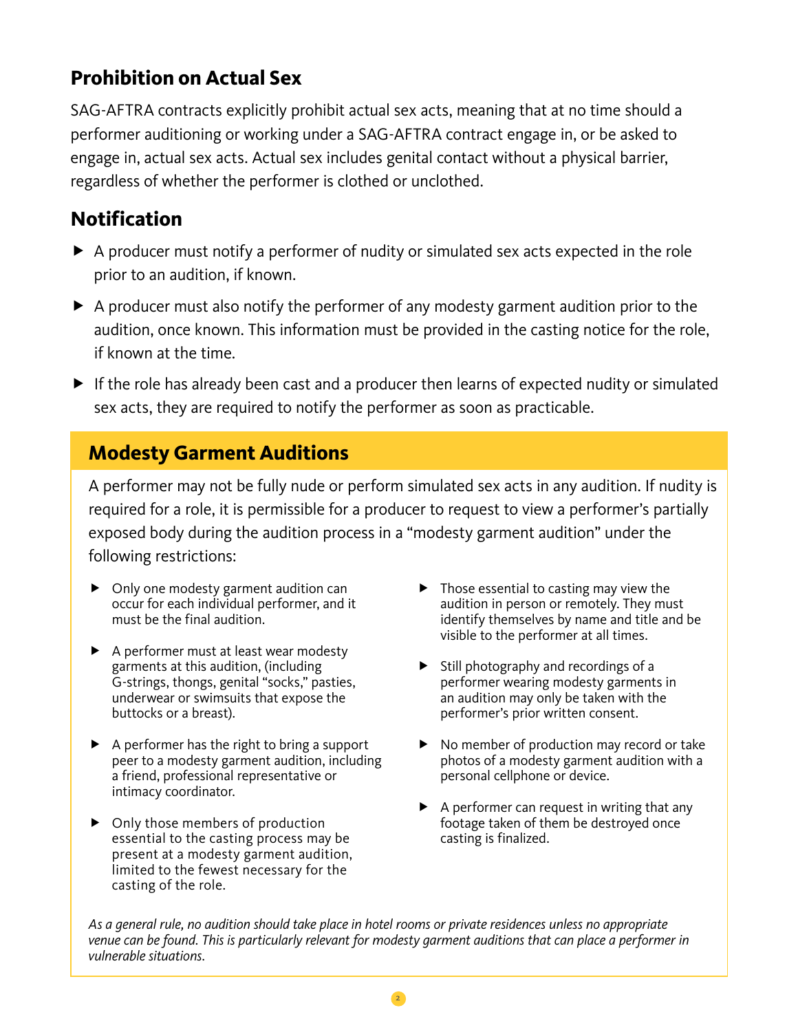## Prohibition on Actual Sex

SAG-AFTRA contracts explicitly prohibit actual sex acts, meaning that at no time should a performer auditioning or working under a SAG-AFTRA contract engage in, or be asked to engage in, actual sex acts. Actual sex includes genital contact without a physical barrier, regardless of whether the performer is clothed or unclothed.

## Notification

- A producer must notify a performer of nudity or simulated sex acts expected in the role prior to an audition, if known.
- A producer must also notify the performer of any modesty garment audition prior to the audition, once known. This information must be provided in the casting notice for the role, if known at the time.
- If the role has already been cast and a producer then learns of expected nudity or simulated sex acts, they are required to notify the performer as soon as practicable.

## Modesty Garment Auditions

A performer may not be fully nude or perform simulated sex acts in any audition. If nudity is required for a role, it is permissible for a producer to request to view a performer's partially exposed body during the audition process in a "modesty garment audition" under the following restrictions:

- Only one modesty garment audition can occur for each individual performer, and it must be the final audition.
- A performer must at least wear modesty garments at this audition, (including G-strings, thongs, genital "socks," pasties, underwear or swimsuits that expose the buttocks or a breast).
- A performer has the right to bring a support peer to a modesty garment audition, including a friend, professional representative or intimacy coordinator.
- Only those members of production essential to the casting process may be present at a modesty garment audition, limited to the fewest necessary for the casting of the role.
- Those essential to casting may view the audition in person or remotely. They must identify themselves by name and title and be visible to the performer at all times.
- Still photography and recordings of a performer wearing modesty garments in an audition may only be taken with the performer's prior written consent.
- No member of production may record or take photos of a modesty garment audition with a personal cellphone or device.
- A performer can request in writing that any footage taken of them be destroyed once casting is finalized.

*As a general rule, no audition should take place in hotel rooms or private residences unless no appropriate venue can be found. This is particularly relevant for modesty garment auditions that can place a performer in vulnerable situations.*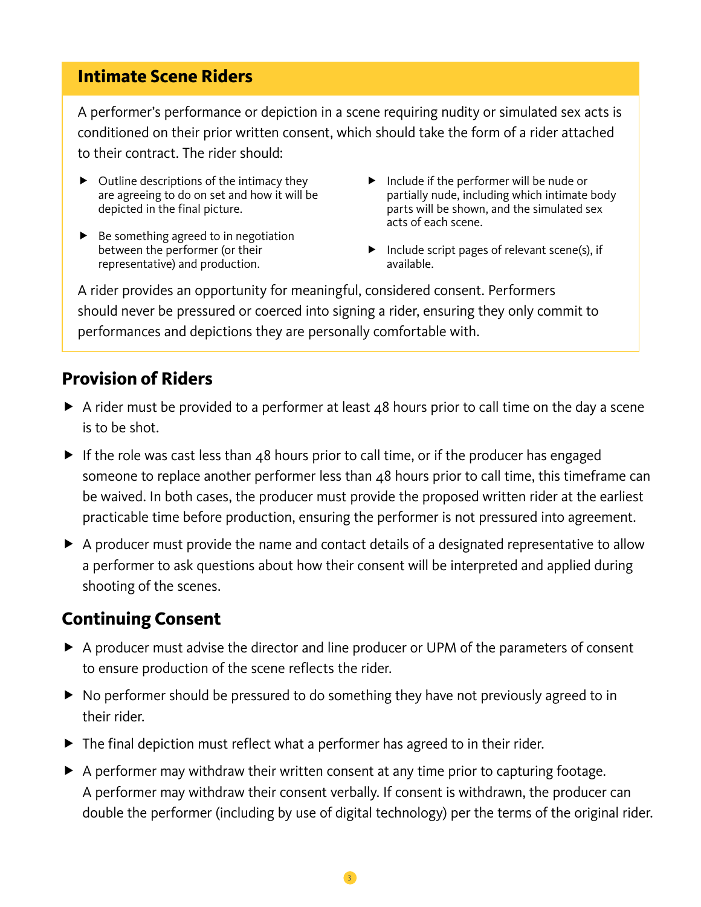## Intimate Scene Riders

A performer's performance or depiction in a scene requiring nudity or simulated sex acts is conditioned on their prior written consent, which should take the form of a rider attached to their contract. The rider should:

- Outline descriptions of the intimacy they are agreeing to do on set and how it will be depicted in the final picture.
- Be something agreed to in negotiation between the performer (or their representative) and production.
- Include if the performer will be nude or partially nude, including which intimate body parts will be shown, and the simulated sex acts of each scene.
- Include script pages of relevant scene(s), if available.

A rider provides an opportunity for meaningful, considered consent. Performers should never be pressured or coerced into signing a rider, ensuring they only commit to performances and depictions they are personally comfortable with.

## Provision of Riders

- A rider must be provided to a performer at least 48 hours prior to call time on the day a scene is to be shot.
- If the role was cast less than 48 hours prior to call time, or if the producer has engaged someone to replace another performer less than 48 hours prior to call time, this timeframe can be waived. In both cases, the producer must provide the proposed written rider at the earliest practicable time before production, ensuring the performer is not pressured into agreement.
- A producer must provide the name and contact details of a designated representative to allow a performer to ask questions about how their consent will be interpreted and applied during shooting of the scenes.

## Continuing Consent

- A producer must advise the director and line producer or UPM of the parameters of consent to ensure production of the scene reflects the rider.
- No performer should be pressured to do something they have not previously agreed to in their rider.
- The final depiction must reflect what a performer has agreed to in their rider.
- A performer may withdraw their written consent at any time prior to capturing footage. A performer may withdraw their consent verbally. If consent is withdrawn, the producer can double the performer (including by use of digital technology) per the terms of the original rider.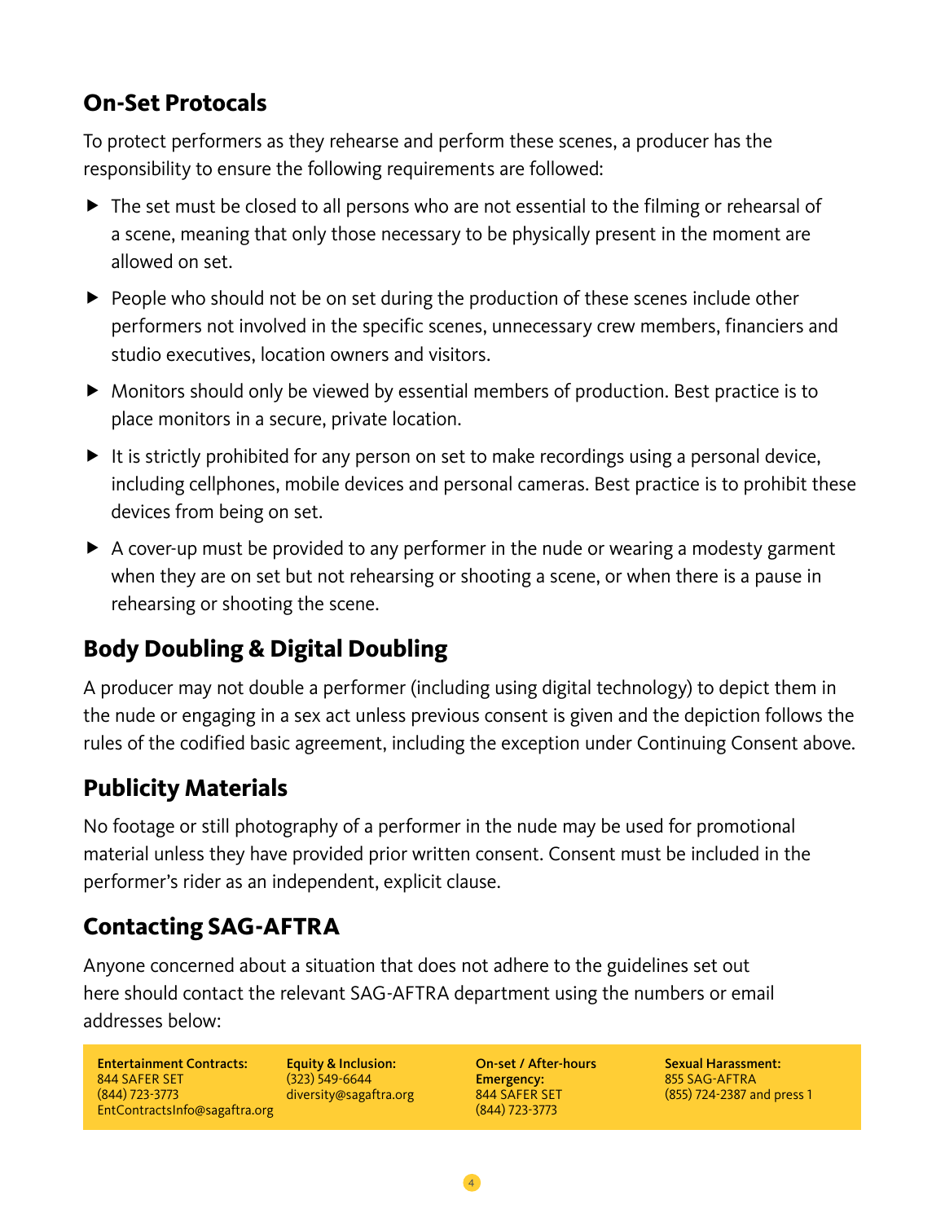## On-Set Protocals

To protect performers as they rehearse and perform these scenes, a producer has the responsibility to ensure the following requirements are followed:

- The set must be closed to all persons who are not essential to the filming or rehearsal of a scene, meaning that only those necessary to be physically present in the moment are allowed on set.
- People who should not be on set during the production of these scenes include other performers not involved in the specific scenes, unnecessary crew members, financiers and studio executives, location owners and visitors.
- Monitors should only be viewed by essential members of production. Best practice is to place monitors in a secure, private location.
- It is strictly prohibited for any person on set to make recordings using a personal device, including cellphones, mobile devices and personal cameras. Best practice is to prohibit these devices from being on set.
- A cover-up must be provided to any performer in the nude or wearing a modesty garment when they are on set but not rehearsing or shooting a scene, or when there is a pause in rehearsing or shooting the scene.

## Body Doubling & Digital Doubling

A producer may not double a performer (including using digital technology) to depict them in the nude or engaging in a sex act unless previous consent is given and the depiction follows the rules of the codified basic agreement, including the exception under Continuing Consent above.

## Publicity Materials

No footage or still photography of a performer in the nude may be used for promotional material unless they have provided prior written consent. Consent must be included in the performer's rider as an independent, explicit clause.

## Contacting SAG-AFTRA

Anyone concerned about a situation that does not adhere to the guidelines set out here should contact the relevant SAG-AFTRA department using the numbers or email addresses below:

**Entertainment Contracts:**
844 SAFER SET
(844) 723-3773
EntContractsInfo@sagaftra.org

**Equity & Inclusion:**
(323) 549-6644
diversity@sagaftra.org

**On-set / After-hours Emergency:**
844 SAFER SET
(844) 723-3773

**Sexual Harassment:**
855 SAG-AFTRA
(855) 724-2387 and press 1